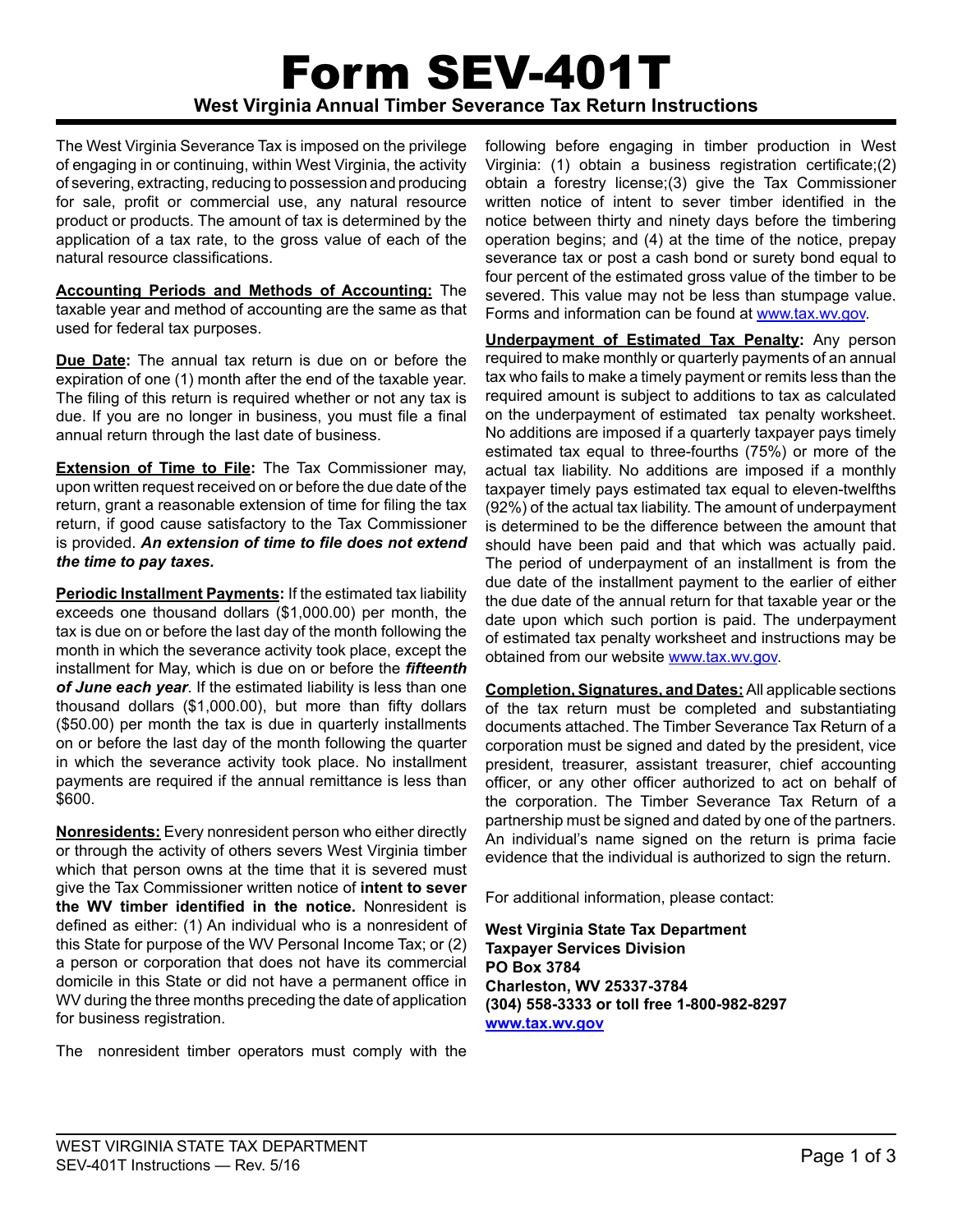# Form SEV-401T

## West Virginia Annual Timber Severance Tax Return Instructions

The West Virginia Severance Tax is imposed on the privilege of engaging in or continuing, within West Virginia, the activity of severing, extracting, reducing to possession and producing for sale, profit or commercial use, any natural resource product or products. The amount of tax is determined by the application of a tax rate, to the gross value of each of the natural resource classifications.

**Accounting Periods and Methods of Accounting:** The taxable year and method of accounting are the same as that used for federal tax purposes.

**Due Date:** The annual tax return is due on or before the expiration of one (1) month after the end of the taxable year. The filing of this return is required whether or not any tax is due. If you are no longer in business, you must file a final annual return through the last date of business.

**Extension of Time to File:** The Tax Commissioner may, upon written request received on or before the due date of the return, grant a reasonable extension of time for filing the tax return, if good cause satisfactory to the Tax Commissioner is provided. ***An extension of time to file does not extend the time to pay taxes.***

**Periodic Installment Payments:** If the estimated tax liability exceeds one thousand dollars ($1,000.00) per month, the tax is due on or before the last day of the month following the month in which the severance activity took place, except the installment for May, which is due on or before the ***fifteenth of June each year***. If the estimated liability is less than one thousand dollars ($1,000.00), but more than fifty dollars ($50.00) per month the tax is due in quarterly installments on or before the last day of the month following the quarter in which the severance activity took place. No installment payments are required if the annual remittance is less than $600.

**Nonresidents:** Every nonresident person who either directly or through the activity of others severs West Virginia timber which that person owns at the time that it is severed must give the Tax Commissioner written notice of **intent to sever the WV timber identified in the notice.** Nonresident is defined as either: (1) An individual who is a nonresident of this State for purpose of the WV Personal Income Tax; or (2) a person or corporation that does not have its commercial domicile in this State or did not have a permanent office in WV during the three months preceding the date of application for business registration.

The nonresident timber operators must comply with the following before engaging in timber production in West Virginia: (1) obtain a business registration certificate;(2) obtain a forestry license;(3) give the Tax Commissioner written notice of intent to sever timber identified in the notice between thirty and ninety days before the timbering operation begins; and (4) at the time of the notice, prepay severance tax or post a cash bond or surety bond equal to four percent of the estimated gross value of the timber to be severed. This value may not be less than stumpage value. Forms and information can be found at www.tax.wv.gov.

**Underpayment of Estimated Tax Penalty:** Any person required to make monthly or quarterly payments of an annual tax who fails to make a timely payment or remits less than the required amount is subject to additions to tax as calculated on the underpayment of estimated tax penalty worksheet. No additions are imposed if a quarterly taxpayer pays timely estimated tax equal to three-fourths (75%) or more of the actual tax liability. No additions are imposed if a monthly taxpayer timely pays estimated tax equal to eleven-twelfths (92%) of the actual tax liability. The amount of underpayment is determined to be the difference between the amount that should have been paid and that which was actually paid. The period of underpayment of an installment is from the due date of the installment payment to the earlier of either the due date of the annual return for that taxable year or the date upon which such portion is paid. The underpayment of estimated tax penalty worksheet and instructions may be obtained from our website www.tax.wv.gov.

**Completion, Signatures, and Dates:** All applicable sections of the tax return must be completed and substantiating documents attached. The Timber Severance Tax Return of a corporation must be signed and dated by the president, vice president, treasurer, assistant treasurer, chief accounting officer, or any other officer authorized to act on behalf of the corporation. The Timber Severance Tax Return of a partnership must be signed and dated by one of the partners. An individual's name signed on the return is prima facie evidence that the individual is authorized to sign the return.

For additional information, please contact:

**West Virginia State Tax Department**
**Taxpayer Services Division**
**PO Box 3784**
**Charleston, WV 25337-3784**
**(304) 558-3333 or toll free 1-800-982-8297**
**www.tax.wv.gov**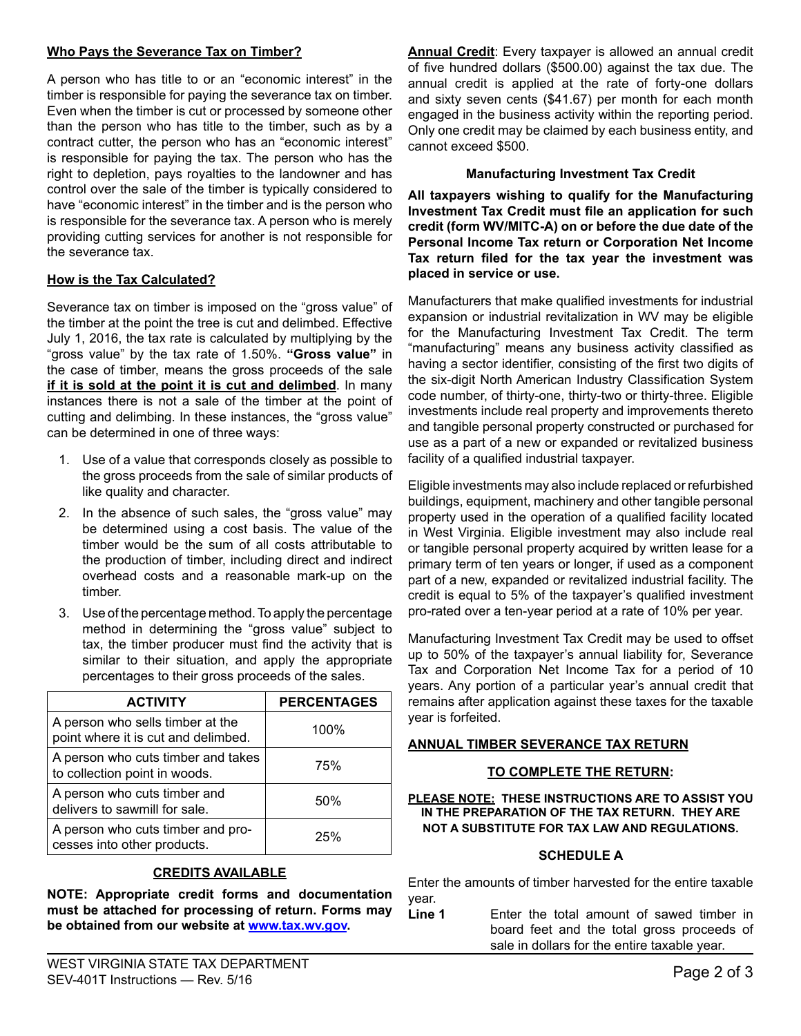## Who Pays the Severance Tax on Timber?

A person who has title to or an "economic interest" in the timber is responsible for paying the severance tax on timber. Even when the timber is cut or processed by someone other than the person who has title to the timber, such as by a contract cutter, the person who has an "economic interest" is responsible for paying the tax. The person who has the right to depletion, pays royalties to the landowner and has control over the sale of the timber is typically considered to have "economic interest" in the timber and is the person who is responsible for the severance tax. A person who is merely providing cutting services for another is not responsible for the severance tax.

## How is the Tax Calculated?

Severance tax on timber is imposed on the "gross value" of the timber at the point the tree is cut and delimbed. Effective July 1, 2016, the tax rate is calculated by multiplying by the "gross value" by the tax rate of 1.50%. **"Gross value"** in the case of timber, means the gross proceeds of the sale **if it is sold at the point it is cut and delimbed**. In many instances there is not a sale of the timber at the point of cutting and delimbing. In these instances, the "gross value" can be determined in one of three ways:

1. Use of a value that corresponds closely as possible to the gross proceeds from the sale of similar products of like quality and character.
2. In the absence of such sales, the "gross value" may be determined using a cost basis. The value of the timber would be the sum of all costs attributable to the production of timber, including direct and indirect overhead costs and a reasonable mark-up on the timber.
3. Use of the percentage method. To apply the percentage method in determining the "gross value" subject to tax, the timber producer must find the activity that is similar to their situation, and apply the appropriate percentages to their gross proceeds of the sales.

| ACTIVITY | PERCENTAGES |
|---|---|
| A person who sells timber at the point where it is cut and delimbed. | 100% |
| A person who cuts timber and takes to collection point in woods. | 75% |
| A person who cuts timber and delivers to sawmill for sale. | 50% |
| A person who cuts timber and processes into other products. | 25% |

## CREDITS AVAILABLE

**NOTE: Appropriate credit forms and documentation must be attached for processing of return. Forms may be obtained from our website at www.tax.wv.gov.**

**Annual Credit**: Every taxpayer is allowed an annual credit of five hundred dollars ($500.00) against the tax due. The annual credit is applied at the rate of forty-one dollars and sixty seven cents ($41.67) per month for each month engaged in the business activity within the reporting period. Only one credit may be claimed by each business entity, and cannot exceed $500.

### Manufacturing Investment Tax Credit

**All taxpayers wishing to qualify for the Manufacturing Investment Tax Credit must file an application for such credit (form WV/MITC-A) on or before the due date of the Personal Income Tax return or Corporation Net Income Tax return filed for the tax year the investment was placed in service or use.**

Manufacturers that make qualified investments for industrial expansion or industrial revitalization in WV may be eligible for the Manufacturing Investment Tax Credit. The term "manufacturing" means any business activity classified as having a sector identifier, consisting of the first two digits of the six-digit North American Industry Classification System code number, of thirty-one, thirty-two or thirty-three. Eligible investments include real property and improvements thereto and tangible personal property constructed or purchased for use as a part of a new or expanded or revitalized business facility of a qualified industrial taxpayer.

Eligible investments may also include replaced or refurbished buildings, equipment, machinery and other tangible personal property used in the operation of a qualified facility located in West Virginia. Eligible investment may also include real or tangible personal property acquired by written lease for a primary term of ten years or longer, if used as a component part of a new, expanded or revitalized industrial facility. The credit is equal to 5% of the taxpayer's qualified investment pro-rated over a ten-year period at a rate of 10% per year.

Manufacturing Investment Tax Credit may be used to offset up to 50% of the taxpayer's annual liability for, Severance Tax and Corporation Net Income Tax for a period of 10 years. Any portion of a particular year's annual credit that remains after application against these taxes for the taxable year is forfeited.

## ANNUAL TIMBER SEVERANCE TAX RETURN

### TO COMPLETE THE RETURN:

**PLEASE NOTE: THESE INSTRUCTIONS ARE TO ASSIST YOU IN THE PREPARATION OF THE TAX RETURN. THEY ARE NOT A SUBSTITUTE FOR TAX LAW AND REGULATIONS.**

### SCHEDULE A

Enter the amounts of timber harvested for the entire taxable year.

**Line 1** Enter the total amount of sawed timber in board feet and the total gross proceeds of sale in dollars for the entire taxable year.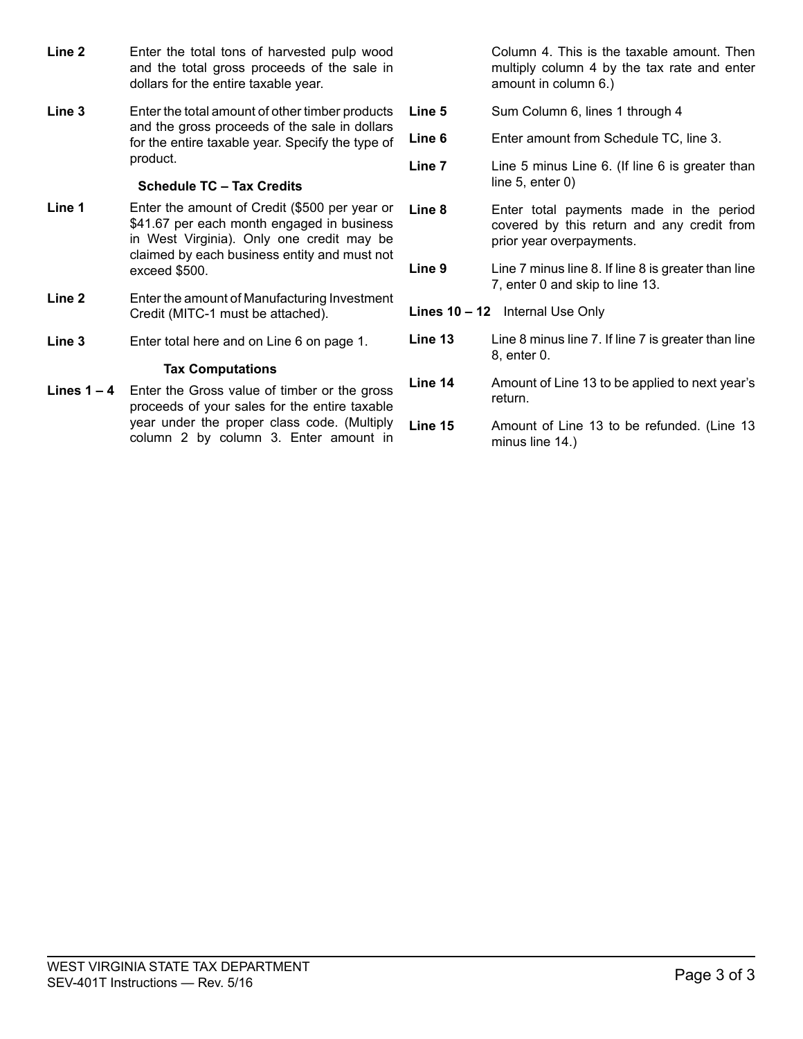**Line 2** Enter the total tons of harvested pulp wood and the total gross proceeds of the sale in dollars for the entire taxable year.

**Line 3** Enter the total amount of other timber products and the gross proceeds of the sale in dollars for the entire taxable year. Specify the type of product.

### Schedule TC – Tax Credits

**Line 1** Enter the amount of Credit ($500 per year or $41.67 per each month engaged in business in West Virginia). Only one credit may be claimed by each business entity and must not exceed $500.

**Line 2** Enter the amount of Manufacturing Investment Credit (MITC-1 must be attached).

**Line 3** Enter total here and on Line 6 on page 1.

### Tax Computations

**Lines 1 – 4** Enter the Gross value of timber or the gross proceeds of your sales for the entire taxable year under the proper class code. (Multiply column 2 by column 3. Enter amount in Column 4. This is the taxable amount. Then multiply column 4 by the tax rate and enter amount in column 6.)

**Line 5** Sum Column 6, lines 1 through 4

**Line 6** Enter amount from Schedule TC, line 3.

**Line 7** Line 5 minus Line 6. (If line 6 is greater than line 5, enter 0)

**Line 8** Enter total payments made in the period covered by this return and any credit from prior year overpayments.

**Line 9** Line 7 minus line 8. If line 8 is greater than line 7, enter 0 and skip to line 13.

**Lines 10 – 12** Internal Use Only

**Line 13** Line 8 minus line 7. If line 7 is greater than line 8, enter 0.

**Line 14** Amount of Line 13 to be applied to next year's return.

**Line 15** Amount of Line 13 to be refunded. (Line 13 minus line 14.)

WEST VIRGINIA STATE TAX DEPARTMENT
SEV-401T Instructions — Rev. 5/16